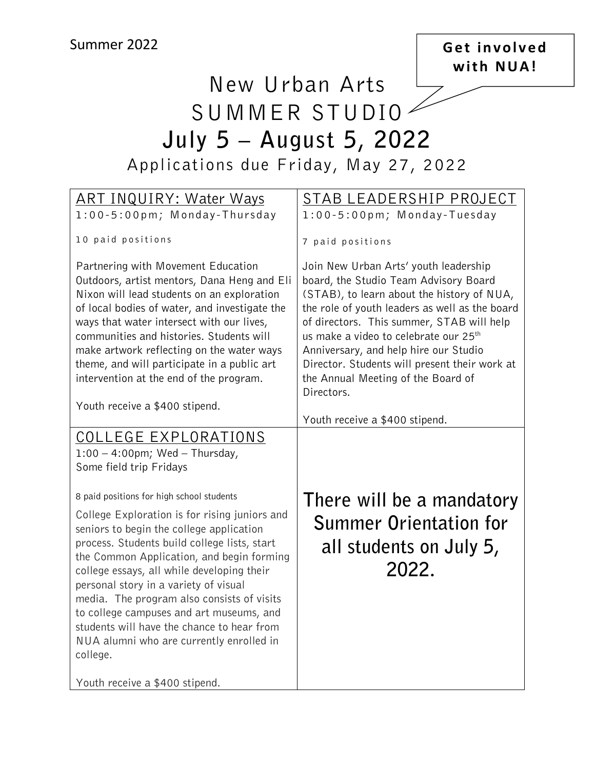Summer 2022

**Get involved with NUA!**

# New Urban Arts SUMMER STUDIO

## July 5 – August 5, 2022

Applications due Friday, May 27, 2022

### ART INQUIRY: Water Ways

1:00-5:00pm; Monday-Thursday

10 paid positions

Partnering with Movement Education Outdoors, artist mentors, Dana Heng and Eli Nixon will lead students on an exploration of local bodies of water, and investigate the ways that water intersect with our lives, communities and histories. Students will make artwork reflecting on the water ways theme, and will participate in a public art intervention at the end of the program.

Youth receive a $400 stipend.

### STAB LEADERSHIP PROJECT

1:00-5:00pm; Monday-Tuesday

7 paid positions

Join New Urban Arts' youth leadership board, the Studio Team Advisory Board (STAB), to learn about the history of NUA, the role of youth leaders as well as the board of directors. This summer, STAB will help us make a video to celebrate our 25th Anniversary, and help hire our Studio Director. Students will present their work at the Annual Meeting of the Board of Directors.

Youth receive a $400 stipend.

### COLLEGE EXPLORATIONS

1:00 – 4:00pm; Wed – Thursday,
Some field trip Fridays

8 paid positions for high school students

College Exploration is for rising juniors and seniors to begin the college application process. Students build college lists, start the Common Application, and begin forming college essays, all while developing their personal story in a variety of visual media. The program also consists of visits to college campuses and art museums, and students will have the chance to hear from NUA alumni who are currently enrolled in college.

Youth receive a $400 stipend.

**There will be a mandatory Summer Orientation for all students on July 5, 2022.**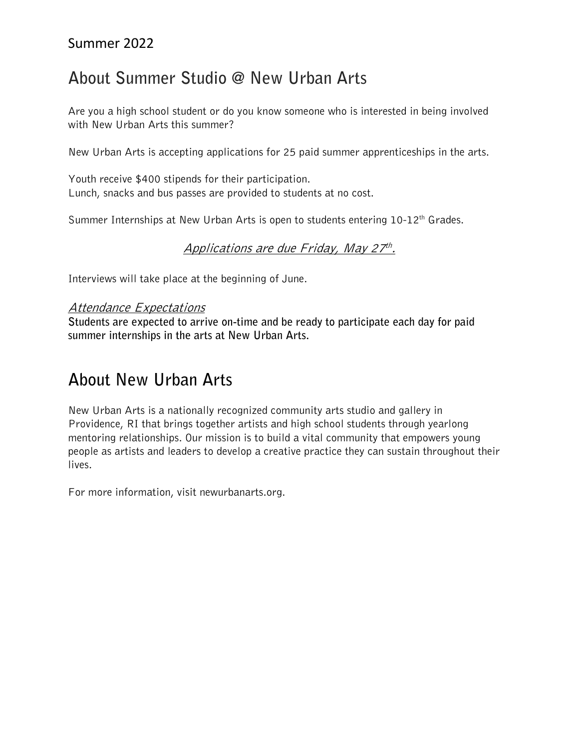Summer 2022

## About Summer Studio @ New Urban Arts

Are you a high school student or do you know someone who is interested in being involved with New Urban Arts this summer?

New Urban Arts is accepting applications for 25 paid summer apprenticeships in the arts.

Youth receive $400 stipends for their participation.
Lunch, snacks and bus passes are provided to students at no cost.

Summer Internships at New Urban Arts is open to students entering 10-12th Grades.

*Applications are due Friday, May 27th.*

Interviews will take place at the beginning of June.

*Attendance Expectations*

**Students are expected to arrive on-time and be ready to participate each day for paid summer internships in the arts at New Urban Arts.**

## About New Urban Arts

New Urban Arts is a nationally recognized community arts studio and gallery in Providence, RI that brings together artists and high school students through yearlong mentoring relationships. Our mission is to build a vital community that empowers young people as artists and leaders to develop a creative practice they can sustain throughout their lives.

For more information, visit newurbanarts.org.